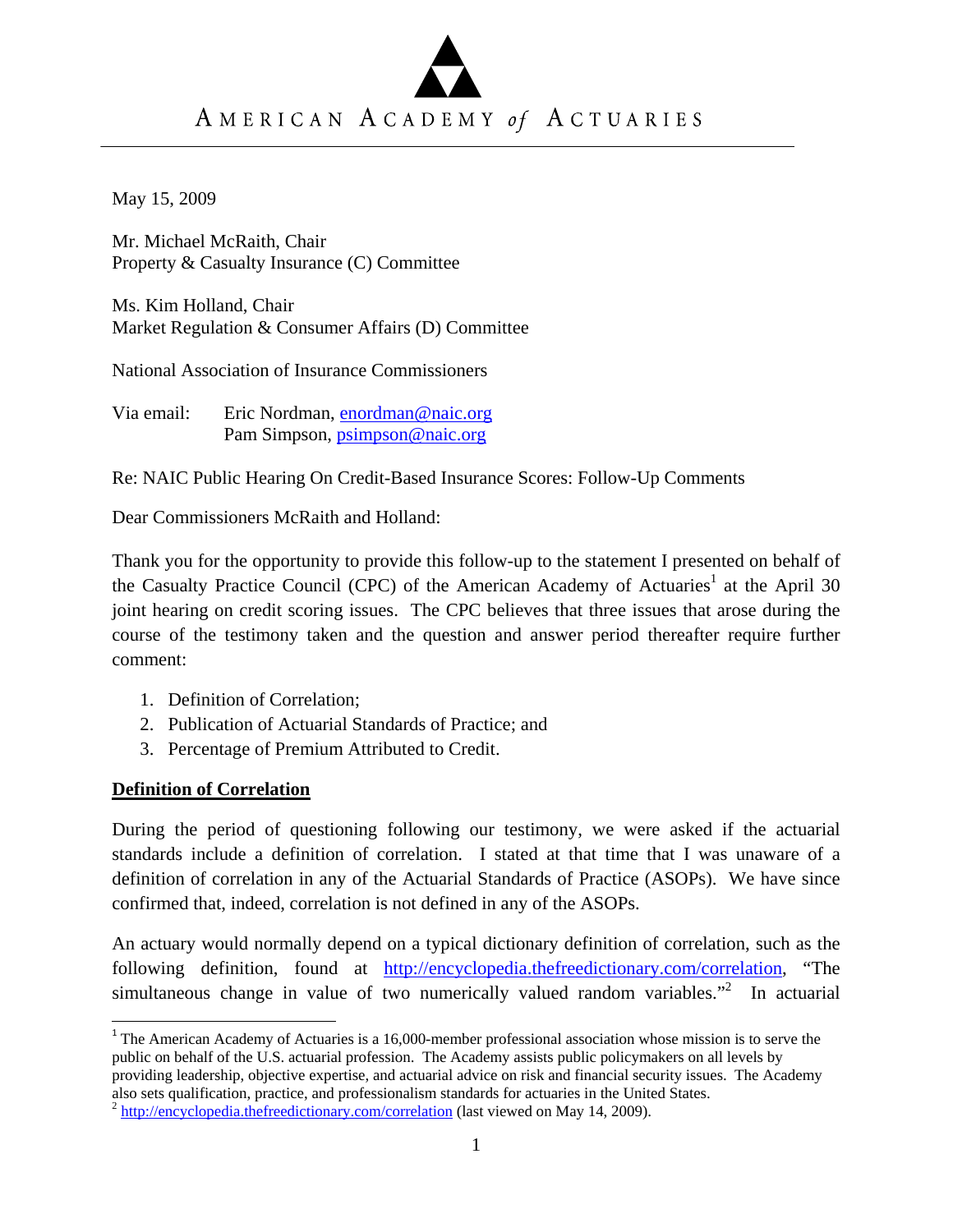# AMERICAN ACADEMY of ACTUARIES

May 15, 2009

Mr. Michael McRaith, Chair
Property & Casualty Insurance (C) Committee

Ms. Kim Holland, Chair
Market Regulation & Consumer Affairs (D) Committee

National Association of Insurance Commissioners

Via email: Eric Nordman, enordman@naic.org
Pam Simpson, psimpson@naic.org

Re: NAIC Public Hearing On Credit-Based Insurance Scores: Follow-Up Comments

Dear Commissioners McRaith and Holland:

Thank you for the opportunity to provide this follow-up to the statement I presented on behalf of the Casualty Practice Council (CPC) of the American Academy of Actuaries[1] at the April 30 joint hearing on credit scoring issues. The CPC believes that three issues that arose during the course of the testimony taken and the question and answer period thereafter require further comment:

1. Definition of Correlation;
2. Publication of Actuarial Standards of Practice; and
3. Percentage of Premium Attributed to Credit.

**Definition of Correlation**

During the period of questioning following our testimony, we were asked if the actuarial standards include a definition of correlation. I stated at that time that I was unaware of a definition of correlation in any of the Actuarial Standards of Practice (ASOPs). We have since confirmed that, indeed, correlation is not defined in any of the ASOPs.

An actuary would normally depend on a typical dictionary definition of correlation, such as the following definition, found at http://encyclopedia.thefreedictionary.com/correlation, "The simultaneous change in value of two numerically valued random variables."[2] In actuarial

---

[1] The American Academy of Actuaries is a 16,000-member professional association whose mission is to serve the public on behalf of the U.S. actuarial profession. The Academy assists public policymakers on all levels by providing leadership, objective expertise, and actuarial advice on risk and financial security issues. The Academy also sets qualification, practice, and professionalism standards for actuaries in the United States.

[2] http://encyclopedia.thefreedictionary.com/correlation (last viewed on May 14, 2009).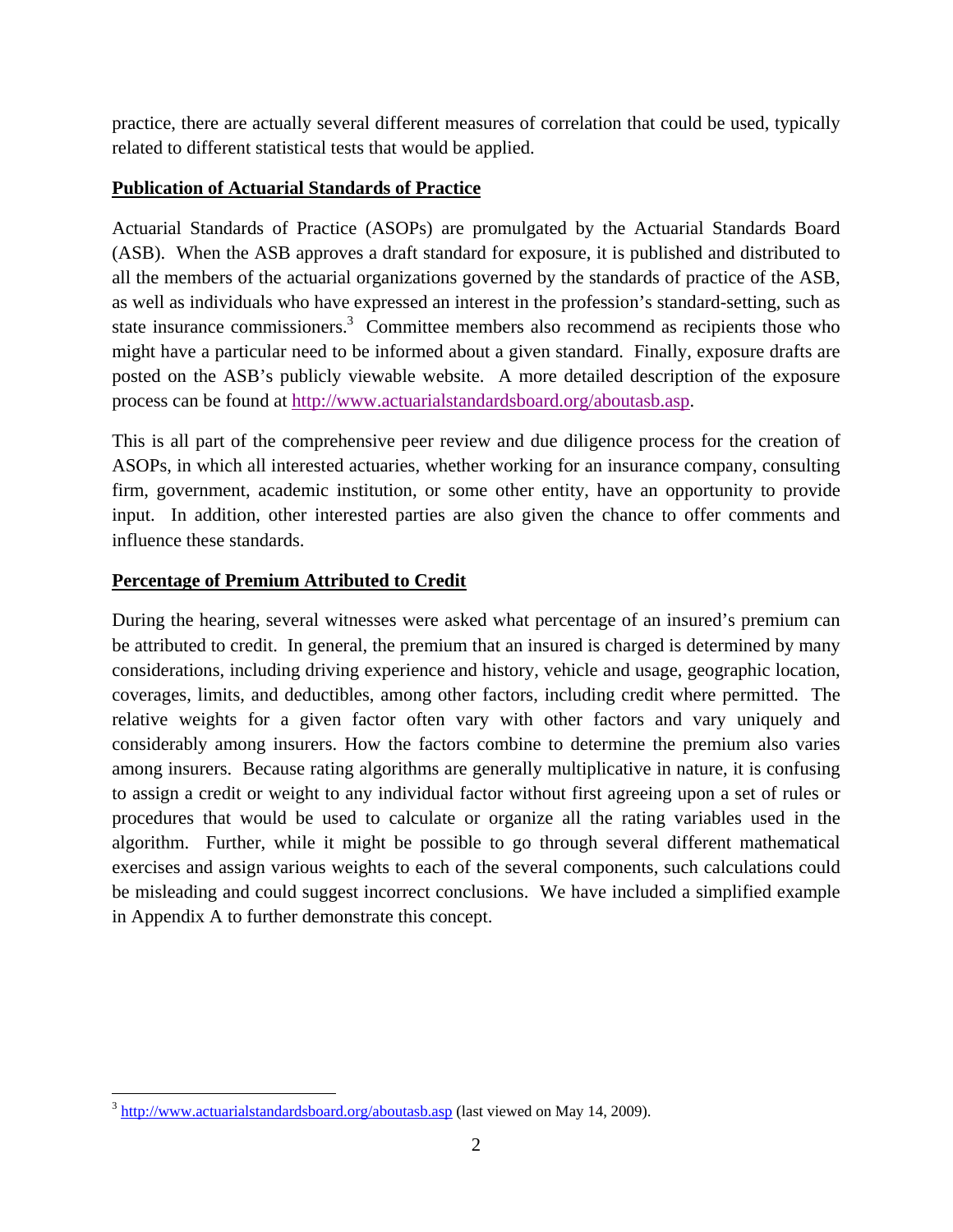practice, there are actually several different measures of correlation that could be used, typically related to different statistical tests that would be applied.

**Publication of Actuarial Standards of Practice**

Actuarial Standards of Practice (ASOPs) are promulgated by the Actuarial Standards Board (ASB). When the ASB approves a draft standard for exposure, it is published and distributed to all the members of the actuarial organizations governed by the standards of practice of the ASB, as well as individuals who have expressed an interest in the profession's standard-setting, such as state insurance commissioners.[3] Committee members also recommend as recipients those who might have a particular need to be informed about a given standard. Finally, exposure drafts are posted on the ASB's publicly viewable website. A more detailed description of the exposure process can be found at http://www.actuarialstandardsboard.org/aboutasb.asp.

This is all part of the comprehensive peer review and due diligence process for the creation of ASOPs, in which all interested actuaries, whether working for an insurance company, consulting firm, government, academic institution, or some other entity, have an opportunity to provide input. In addition, other interested parties are also given the chance to offer comments and influence these standards.

**Percentage of Premium Attributed to Credit**

During the hearing, several witnesses were asked what percentage of an insured's premium can be attributed to credit. In general, the premium that an insured is charged is determined by many considerations, including driving experience and history, vehicle and usage, geographic location, coverages, limits, and deductibles, among other factors, including credit where permitted. The relative weights for a given factor often vary with other factors and vary uniquely and considerably among insurers. How the factors combine to determine the premium also varies among insurers. Because rating algorithms are generally multiplicative in nature, it is confusing to assign a credit or weight to any individual factor without first agreeing upon a set of rules or procedures that would be used to calculate or organize all the rating variables used in the algorithm. Further, while it might be possible to go through several different mathematical exercises and assign various weights to each of the several components, such calculations could be misleading and could suggest incorrect conclusions. We have included a simplified example in Appendix A to further demonstrate this concept.

[3] http://www.actuarialstandardsboard.org/aboutasb.asp (last viewed on May 14, 2009).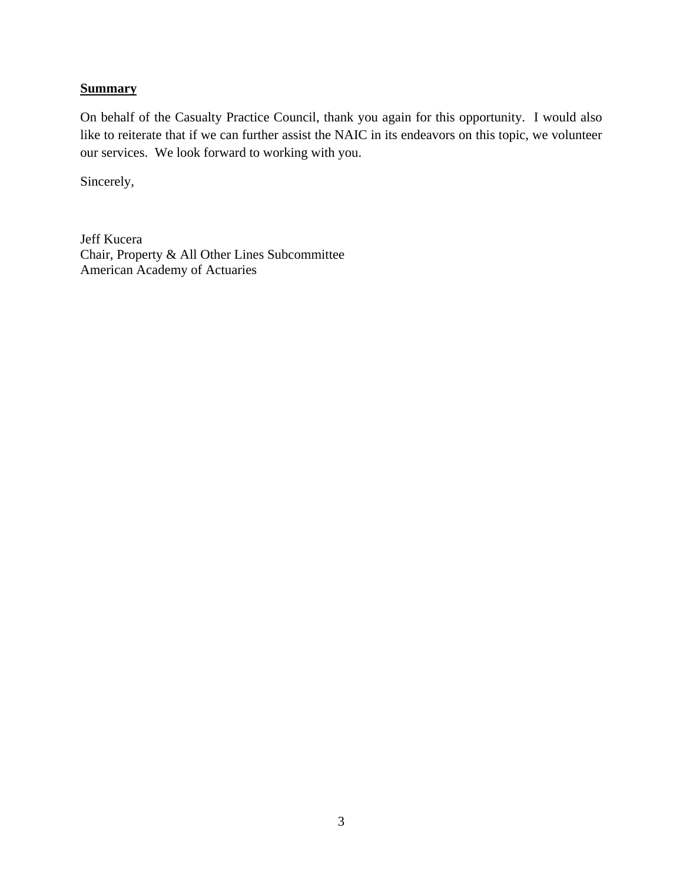**Summary**

On behalf of the Casualty Practice Council, thank you again for this opportunity. I would also like to reiterate that if we can further assist the NAIC in its endeavors on this topic, we volunteer our services. We look forward to working with you.

Sincerely,

Jeff Kucera
Chair, Property & All Other Lines Subcommittee
American Academy of Actuaries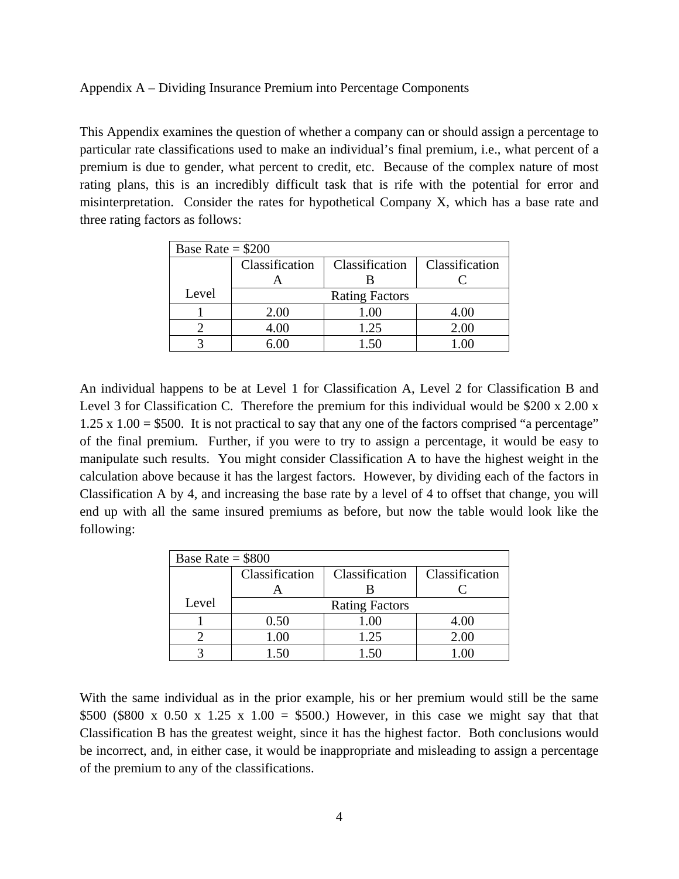Appendix A – Dividing Insurance Premium into Percentage Components

This Appendix examines the question of whether a company can or should assign a percentage to particular rate classifications used to make an individual's final premium, i.e., what percent of a premium is due to gender, what percent to credit, etc. Because of the complex nature of most rating plans, this is an incredibly difficult task that is rife with the potential for error and misinterpretation. Consider the rates for hypothetical Company X, which has a base rate and three rating factors as follows:

| Base Rate = $200 | | | |
|---|---|---|---|
| | Classification A | Classification B | Classification C |
| Level | Rating Factors | | |
| 1 | 2.00 | 1.00 | 4.00 |
| 2 | 4.00 | 1.25 | 2.00 |
| 3 | 6.00 | 1.50 | 1.00 |

An individual happens to be at Level 1 for Classification A, Level 2 for Classification B and Level 3 for Classification C. Therefore the premium for this individual would be $200 x 2.00 x 1.25 x 1.00 = $500. It is not practical to say that any one of the factors comprised "a percentage" of the final premium. Further, if you were to try to assign a percentage, it would be easy to manipulate such results. You might consider Classification A to have the highest weight in the calculation above because it has the largest factors. However, by dividing each of the factors in Classification A by 4, and increasing the base rate by a level of 4 to offset that change, you will end up with all the same insured premiums as before, but now the table would look like the following:

| Base Rate = $800 | | | |
|---|---|---|---|
| | Classification A | Classification B | Classification C |
| Level | Rating Factors | | |
| 1 | 0.50 | 1.00 | 4.00 |
| 2 | 1.00 | 1.25 | 2.00 |
| 3 | 1.50 | 1.50 | 1.00 |

With the same individual as in the prior example, his or her premium would still be the same $500 ($800 x 0.50 x 1.25 x 1.00 = $500.) However, in this case we might say that that Classification B has the greatest weight, since it has the highest factor. Both conclusions would be incorrect, and, in either case, it would be inappropriate and misleading to assign a percentage of the premium to any of the classifications.